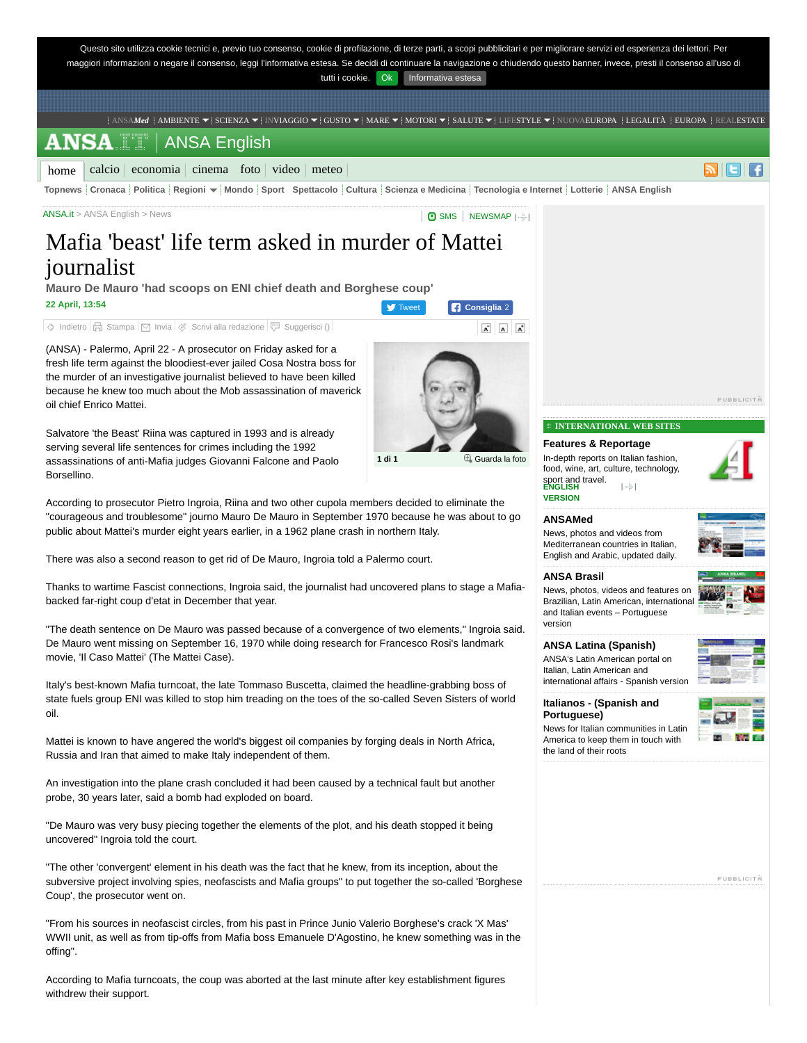Questo sito utilizza cookie tecnici e, previo tuo consenso, cookie di profilazione, di terze parti, a scopi pubblicitari e per migliorare servizi ed esperienza dei lettori. Per maggiori informazioni o negare il consenso, leggi l'informativa estesa. Se decidi di continuare la navigazione o chiudendo questo banner, invece, presti il consenso all'uso di tutti i cookie. Ok Informativa estesa

ANSAMed | AMBIENTE | SCIENZA | INVIAGGIO | GUSTO | MARE | MOTORI | SALUTE | LIFESTYLE | NUOVAEUROPA | LEGALITÀ | EUROPA | REALESTATE

ANSA.it | ANSA English

home | calcio | economia | cinema | foto | video | meteo

Topnews | Cronaca | Politica | Regioni | Mondo | Sport | Spettacolo | Cultura | Scienza e Medicina | Tecnologia e Internet | Lotterie | ANSA English

ANSA.it > ANSA English > News

# Mafia 'beast' life term asked in murder of Mattei journalist

### Mauro De Mauro 'had scoops on ENI chief death and Borghese coup'

22 April, 13:54

(ANSA) - Palermo, April 22 - A prosecutor on Friday asked for a fresh life term against the bloodiest-ever jailed Cosa Nostra boss for the murder of an investigative journalist believed to have been killed because he knew too much about the Mob assassination of maverick oil chief Enrico Mattei.

1 di 1 Guarda la foto

Salvatore 'the Beast' Riina was captured in 1993 and is already serving several life sentences for crimes including the 1992 assassinations of anti-Mafia judges Giovanni Falcone and Paolo Borsellino.

According to prosecutor Pietro Ingroia, Riina and two other cupola members decided to eliminate the "courageous and troublesome" journo Mauro De Mauro in September 1970 because he was about to go public about Mattei's murder eight years earlier, in a 1962 plane crash in northern Italy.

There was also a second reason to get rid of De Mauro, Ingroia told a Palermo court.

Thanks to wartime Fascist connections, Ingroia said, the journalist had uncovered plans to stage a Mafia-backed far-right coup d'etat in December that year.

"The death sentence on De Mauro was passed because of a convergence of two elements," Ingroia said. De Mauro went missing on September 16, 1970 while doing research for Francesco Rosi's landmark movie, 'Il Caso Mattei' (The Mattei Case).

Italy's best-known Mafia turncoat, the late Tommaso Buscetta, claimed the headline-grabbing boss of state fuels group ENI was killed to stop him treading on the toes of the so-called Seven Sisters of world oil.

Mattei is known to have angered the world's biggest oil companies by forging deals in North Africa, Russia and Iran that aimed to make Italy independent of them.

An investigation into the plane crash concluded it had been caused by a technical fault but another probe, 30 years later, said a bomb had exploded on board.

"De Mauro was very busy piecing together the elements of the plot, and his death stopped it being uncovered" Ingroia told the court.

"The other 'convergent' element in his death was the fact that he knew, from its inception, about the subversive project involving spies, neofascists and Mafia groups" to put together the so-called 'Borghese Coup', the prosecutor went on.

"From his sources in neofascist circles, from his past in Prince Junio Valerio Borghese's crack 'X Mas' WWII unit, as well as from tip-offs from Mafia boss Emanuele D'Agostino, he knew something was in the offing".

According to Mafia turncoats, the coup was aborted at the last minute after key establishment figures withdrew their support.

**INTERNATIONAL WEB SITES**

**Features & Reportage**
In-depth reports on Italian fashion, food, wine, art, culture, technology, sport and travel.
ENGLISH VERSION

**ANSAMed**
News, photos and videos from Mediterranean countries in Italian, English and Arabic, updated daily.

**ANSA Brasil**
News, photos, videos and features on Brazilian, Latin American, international and Italian events – Portuguese version

**ANSA Latina (Spanish)**
ANSA's Latin American portal on Italian, Latin American and international affairs - Spanish version

**Italianos - (Spanish and Portuguese)**
News for Italian communities in Latin America to keep them in touch with the land of their roots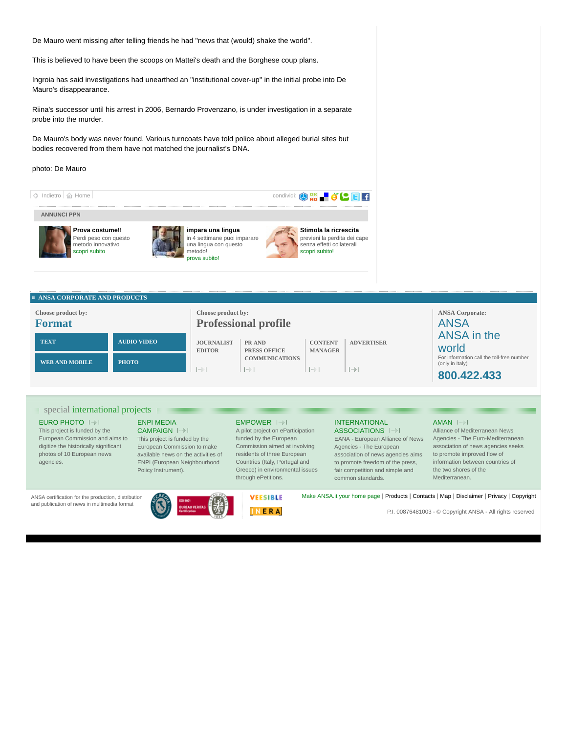De Mauro went missing after telling friends he had "news that (would) shake the world".

This is believed to have been the scoops on Mattei's death and the Borghese coup plans.

Ingroia has said investigations had unearthed an "institutional cover-up" in the initial probe into De Mauro's disappearance.

Riina's successor until his arrest in 2006, Bernardo Provenzano, is under investigation in a separate probe into the murder.

De Mauro's body was never found. Various turncoats have told police about alleged burial sites but bodies recovered from them have not matched the journalist's DNA.

photo: De Mauro

Indietro | Home | condividi:

**ANNUNCI PPN**

**Prova costume!!**
Perdi peso con questo metodo innovativo
scopri subito

**impara una lingua**
in 4 settimane puoi imparare una lingua con questo metodo!
prova subito!

**Stimola la ricrescita**
previeni la perdita dei cape senza effetti collaterali
scopri subito!

## ANSA CORPORATE AND PRODUCTS

Choose product by:
### Format

- TEXT
- AUDIO VIDEO
- WEB AND MOBILE
- PHOTO

Choose product by:
### Professional profile

- JOURNALIST EDITOR
- PR AND PRESS OFFICE COMMUNICATIONS
- CONTENT MANAGER
- ADVERTISER

ANSA Corporate:
ANSA
ANSA in the world
For information call the toll-free number (only in Italy)
**800.422.433**

## special international projects

**EURO PHOTO**
This project is funded by the European Commission and aims to digitize the historically significant photos of 10 European news agencies.

**ENPI MEDIA CAMPAIGN**
This project is funded by the European Commission to make available news on the activities of ENPI (European Neighbourhood Policy Instrument).

**EMPOWER**
A pilot project on eParticipation funded by the European Commission aimed at involving residents of three European Countries (Italy, Portugal and Greece) in environmental issues through ePetitions.

**INTERNATIONAL ASSOCIATIONS**
EANA - European Alliance of News Agencies - The European association of news agencies aims to promote freedom of the press, fair competition and simple and common standards.

**AMAN**
Alliance of Mediterranean News Agencies - The Euro-Mediterranean association of news agencies seeks to promote improved flow of information between countries of the two shores of the Mediterranean.

ANSA certification for the production, distribution and publication of news in multimedia format

Make ANSA.it your home page | Products | Contacts | Map | Disclaimer | Privacy | Copyright

P.I. 00876481003 - © Copyright ANSA - All rights reserved